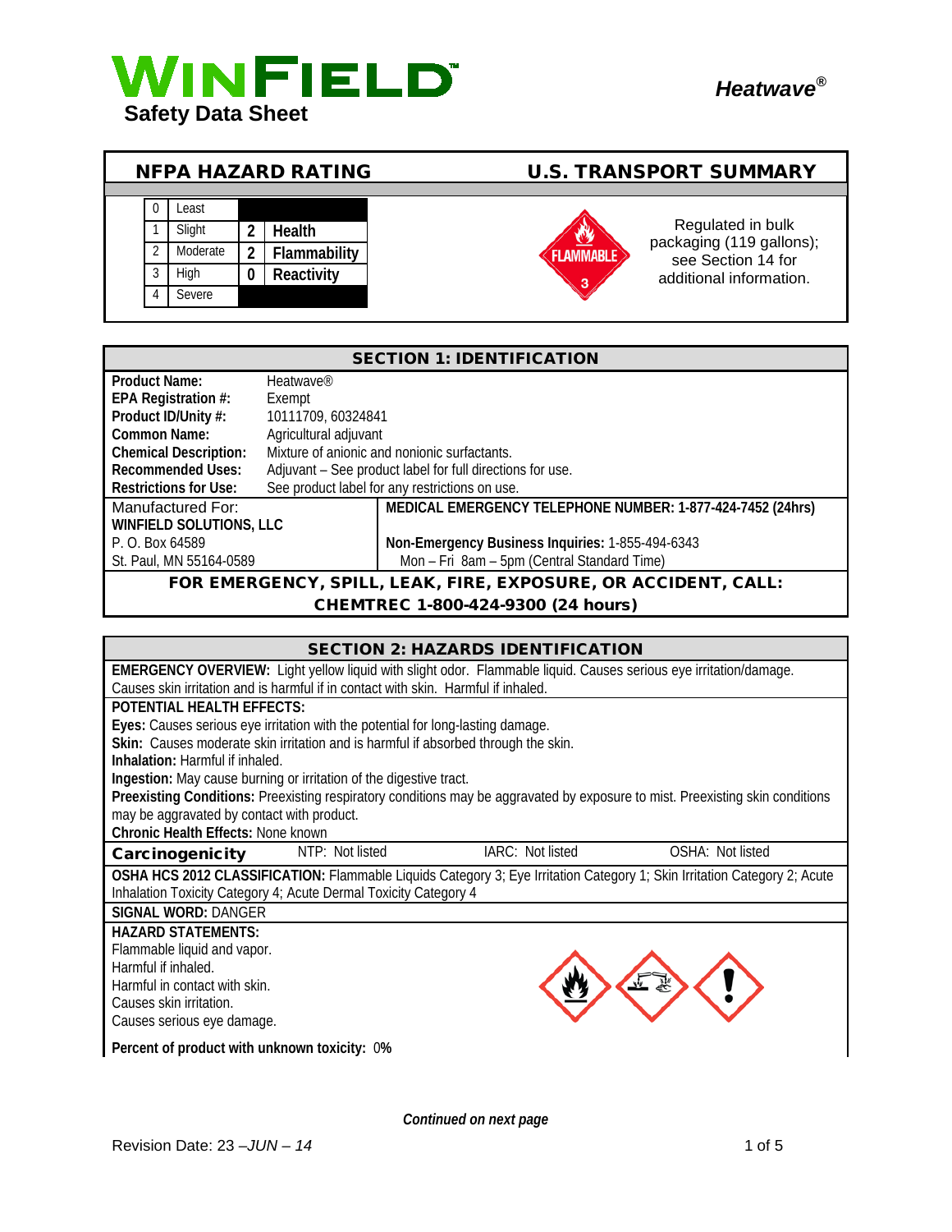# WINFIELD

**Safety Data Sheet**

***Heatwave®***

## NFPA HAZARD RATING

| | | | |
|---|---|---|---|
| 0 | Least | | |
| 1 | Slight | 2 | Health |
| 2 | Moderate | 2 | Flammability |
| 3 | High | 0 | Reactivity |
| 4 | Severe | | |

## U.S. TRANSPORT SUMMARY

FLAMMABLE 3

Regulated in bulk packaging (119 gallons); see Section 14 for additional information.

## SECTION 1: IDENTIFICATION

**Product Name:** Heatwave®
**EPA Registration #:** Exempt
**Product ID/Unity #:** 10111709, 60324841
**Common Name:** Agricultural adjuvant
**Chemical Description:** Mixture of anionic and nonionic surfactants.
**Recommended Uses:** Adjuvant – See product label for full directions for use.
**Restrictions for Use:** See product label for any restrictions on use.

| Manufactured For: | **MEDICAL EMERGENCY TELEPHONE NUMBER: 1-877-424-7452 (24hrs)** |
|---|---|
| **WINFIELD SOLUTIONS, LLC** | |
| P. O. Box 64589 | **Non-Emergency Business Inquiries:** 1-855-494-6343 |
| St. Paul, MN 55164-0589 | Mon – Fri 8am – 5pm (Central Standard Time) |

**FOR EMERGENCY, SPILL, LEAK, FIRE, EXPOSURE, OR ACCIDENT, CALL: CHEMTREC 1-800-424-9300 (24 hours)**

## SECTION 2: HAZARDS IDENTIFICATION

**EMERGENCY OVERVIEW:** Light yellow liquid with slight odor. Flammable liquid. Causes serious eye irritation/damage. Causes skin irritation and is harmful if in contact with skin. Harmful if inhaled.

**POTENTIAL HEALTH EFFECTS:**
**Eyes:** Causes serious eye irritation with the potential for long-lasting damage.
**Skin:** Causes moderate skin irritation and is harmful if absorbed through the skin.
**Inhalation:** Harmful if inhaled.
**Ingestion:** May cause burning or irritation of the digestive tract.
**Preexisting Conditions:** Preexisting respiratory conditions may be aggravated by exposure to mist. Preexisting skin conditions may be aggravated by contact with product.
**Chronic Health Effects:** None known

| **Carcinogenicity** | NTP: Not listed | IARC: Not listed | OSHA: Not listed |
|---|---|---|---|

**OSHA HCS 2012 CLASSIFICATION:** Flammable Liquids Category 3; Eye Irritation Category 1; Skin Irritation Category 2; Acute Inhalation Toxicity Category 4; Acute Dermal Toxicity Category 4

**SIGNAL WORD:** DANGER

**HAZARD STATEMENTS:**
Flammable liquid and vapor.
Harmful if inhaled.
Harmful in contact with skin.
Causes skin irritation.
Causes serious eye damage.

**Percent of product with unknown toxicity:** 0%

***Continued on next page***

Revision Date: 23 –*JUN – 14*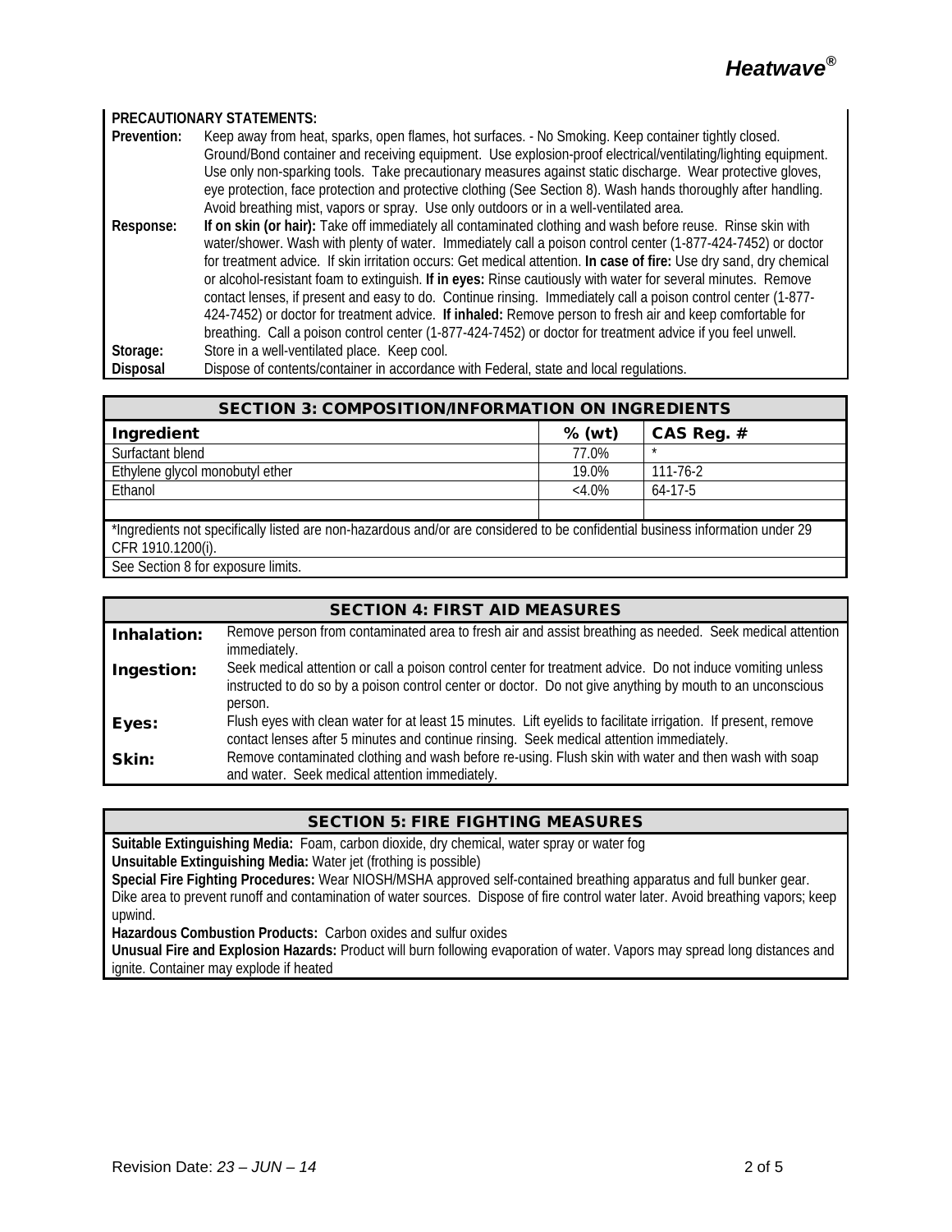**PRECAUTIONARY STATEMENTS:**

**Prevention:** Keep away from heat, sparks, open flames, hot surfaces. - No Smoking. Keep container tightly closed. Ground/Bond container and receiving equipment. Use explosion-proof electrical/ventilating/lighting equipment. Use only non-sparking tools. Take precautionary measures against static discharge. Wear protective gloves, eye protection, face protection and protective clothing (See Section 8). Wash hands thoroughly after handling. Avoid breathing mist, vapors or spray. Use only outdoors or in a well-ventilated area.

**Response:** **If on skin (or hair):** Take off immediately all contaminated clothing and wash before reuse. Rinse skin with water/shower. Wash with plenty of water. Immediately call a poison control center (1-877-424-7452) or doctor for treatment advice. If skin irritation occurs: Get medical attention. **In case of fire:** Use dry sand, dry chemical or alcohol-resistant foam to extinguish. **If in eyes:** Rinse cautiously with water for several minutes. Remove contact lenses, if present and easy to do. Continue rinsing. Immediately call a poison control center (1-877-424-7452) or doctor for treatment advice. **If inhaled:** Remove person to fresh air and keep comfortable for breathing. Call a poison control center (1-877-424-7452) or doctor for treatment advice if you feel unwell.

**Storage:** Store in a well-ventilated place. Keep cool.

**Disposal** Dispose of contents/container in accordance with Federal, state and local regulations.

## SECTION 3: COMPOSITION/INFORMATION ON INGREDIENTS

| Ingredient | % (wt) | CAS Reg. # |
|---|---|---|
| Surfactant blend | 77.0% | * |
| Ethylene glycol monobutyl ether | 19.0% | 111-76-2 |
| Ethanol | <4.0% | 64-17-5 |
| | | |

*Ingredients not specifically listed are non-hazardous and/or are considered to be confidential business information under 29 CFR 1910.1200(i).

See Section 8 for exposure limits.

## SECTION 4: FIRST AID MEASURES

**Inhalation:** Remove person from contaminated area to fresh air and assist breathing as needed. Seek medical attention immediately.

**Ingestion:** Seek medical attention or call a poison control center for treatment advice. Do not induce vomiting unless instructed to do so by a poison control center or doctor. Do not give anything by mouth to an unconscious person.

**Eyes:** Flush eyes with clean water for at least 15 minutes. Lift eyelids to facilitate irrigation. If present, remove contact lenses after 5 minutes and continue rinsing. Seek medical attention immediately.

**Skin:** Remove contaminated clothing and wash before re-using. Flush skin with water and then wash with soap and water. Seek medical attention immediately.

## SECTION 5: FIRE FIGHTING MEASURES

**Suitable Extinguishing Media:** Foam, carbon dioxide, dry chemical, water spray or water fog

**Unsuitable Extinguishing Media:** Water jet (frothing is possible)

**Special Fire Fighting Procedures:** Wear NIOSH/MSHA approved self-contained breathing apparatus and full bunker gear. Dike area to prevent runoff and contamination of water sources. Dispose of fire control water later. Avoid breathing vapors; keep upwind.

**Hazardous Combustion Products:** Carbon oxides and sulfur oxides

**Unusual Fire and Explosion Hazards:** Product will burn following evaporation of water. Vapors may spread long distances and ignite. Container may explode if heated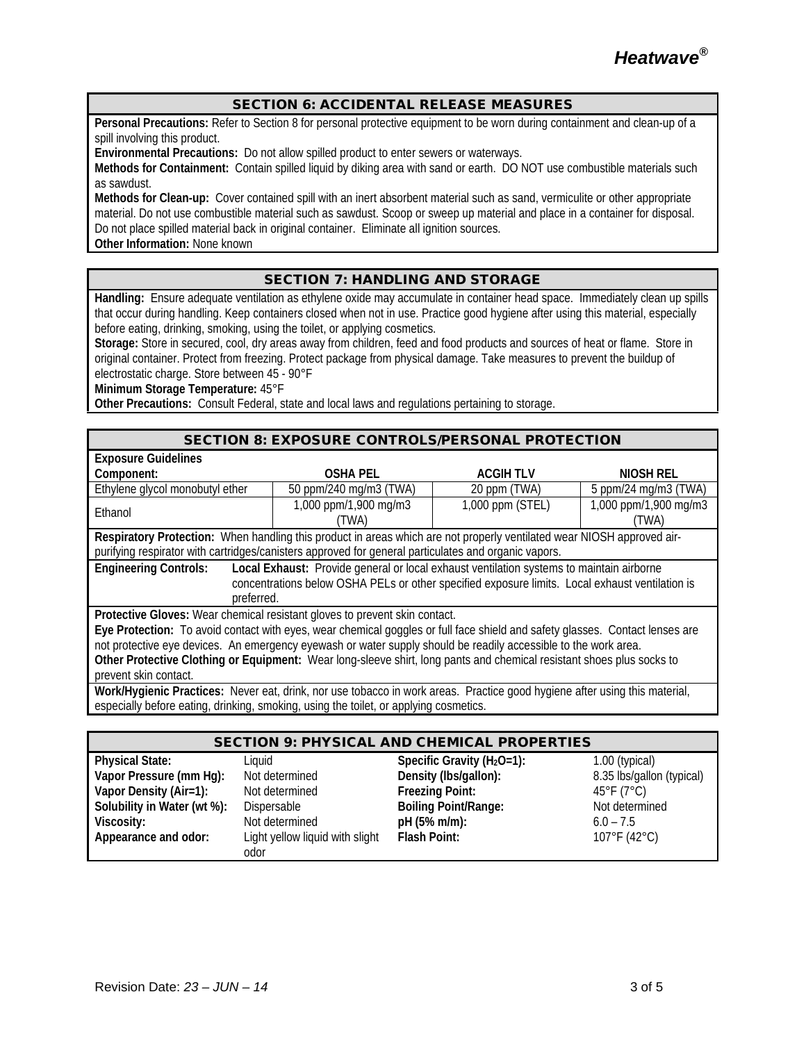## SECTION 6: ACCIDENTAL RELEASE MEASURES

**Personal Precautions:** Refer to Section 8 for personal protective equipment to be worn during containment and clean-up of a spill involving this product.
**Environmental Precautions:** Do not allow spilled product to enter sewers or waterways.
**Methods for Containment:** Contain spilled liquid by diking area with sand or earth. DO NOT use combustible materials such as sawdust.
**Methods for Clean-up:** Cover contained spill with an inert absorbent material such as sand, vermiculite or other appropriate material. Do not use combustible material such as sawdust. Scoop or sweep up material and place in a container for disposal. Do not place spilled material back in original container. Eliminate all ignition sources.
**Other Information:** None known

## SECTION 7: HANDLING AND STORAGE

**Handling:** Ensure adequate ventilation as ethylene oxide may accumulate in container head space. Immediately clean up spills that occur during handling. Keep containers closed when not in use. Practice good hygiene after using this material, especially before eating, drinking, smoking, using the toilet, or applying cosmetics.
**Storage:** Store in secured, cool, dry areas away from children, feed and food products and sources of heat or flame. Store in original container. Protect from freezing. Protect package from physical damage. Take measures to prevent the buildup of electrostatic charge. Store between 45 - 90°F
**Minimum Storage Temperature:** 45°F
**Other Precautions:** Consult Federal, state and local laws and regulations pertaining to storage.

## SECTION 8: EXPOSURE CONTROLS/PERSONAL PROTECTION

**Exposure Guidelines**

| Component: | OSHA PEL | ACGIH TLV | NIOSH REL |
|---|---|---|---|
| Ethylene glycol monobutyl ether | 50 ppm/240 mg/m3 (TWA) | 20 ppm (TWA) | 5 ppm/24 mg/m3 (TWA) |
| Ethanol | 1,000 ppm/1,900 mg/m3 (TWA) | 1,000 ppm (STEL) | 1,000 ppm/1,900 mg/m3 (TWA) |

**Respiratory Protection:** When handling this product in areas which are not properly ventilated wear NIOSH approved air-purifying respirator with cartridges/canisters approved for general particulates and organic vapors.

**Engineering Controls:** **Local Exhaust:** Provide general or local exhaust ventilation systems to maintain airborne concentrations below OSHA PELs or other specified exposure limits. Local exhaust ventilation is preferred.

**Protective Gloves:** Wear chemical resistant gloves to prevent skin contact.
**Eye Protection:** To avoid contact with eyes, wear chemical goggles or full face shield and safety glasses. Contact lenses are not protective eye devices. An emergency eyewash or water supply should be readily accessible to the work area.
**Other Protective Clothing or Equipment:** Wear long-sleeve shirt, long pants and chemical resistant shoes plus socks to prevent skin contact.

**Work/Hygienic Practices:** Never eat, drink, nor use tobacco in work areas. Practice good hygiene after using this material, especially before eating, drinking, smoking, using the toilet, or applying cosmetics.

## SECTION 9: PHYSICAL AND CHEMICAL PROPERTIES

| | | | |
|---|---|---|---|
| **Physical State:** | Liquid | **Specific Gravity ($H_2O$=1):** | 1.00 (typical) |
| **Vapor Pressure (mm Hg):** | Not determined | **Density (lbs/gallon):** | 8.35 lbs/gallon (typical) |
| **Vapor Density (Air=1):** | Not determined | **Freezing Point:** | 45°F (7°C) |
| **Solubility in Water (wt %):** | Dispersable | **Boiling Point/Range:** | Not determined |
| **Viscosity:** | Not determined | **pH (5% m/m):** | 6.0 – 7.5 |
| **Appearance and odor:** | Light yellow liquid with slight odor | **Flash Point:** | 107°F (42°C) |

Revision Date: *23 – JUN – 14*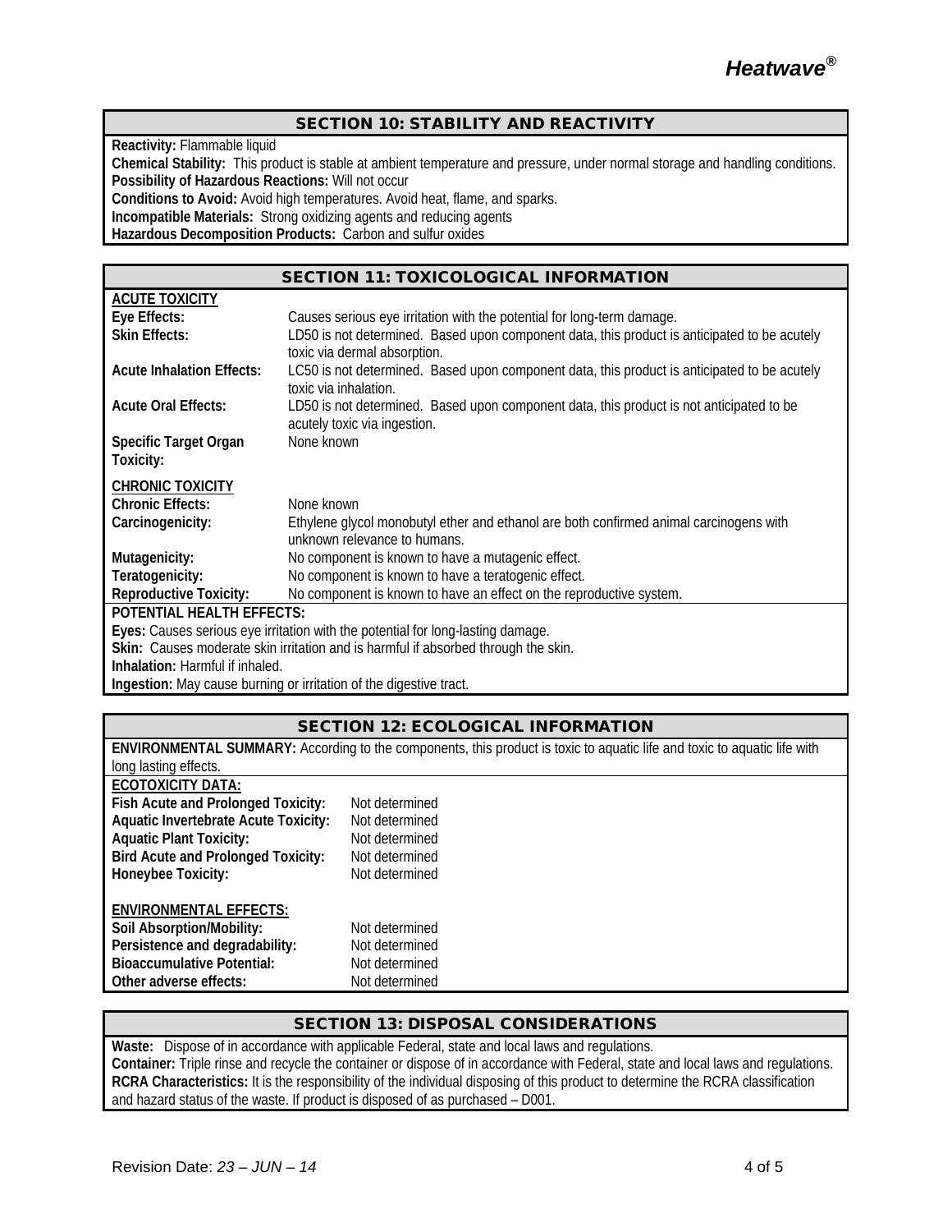## SECTION 10: STABILITY AND REACTIVITY

**Reactivity:** Flammable liquid
**Chemical Stability:** This product is stable at ambient temperature and pressure, under normal storage and handling conditions.
**Possibility of Hazardous Reactions:** Will not occur
**Conditions to Avoid:** Avoid high temperatures. Avoid heat, flame, and sparks.
**Incompatible Materials:** Strong oxidizing agents and reducing agents
**Hazardous Decomposition Products:** Carbon and sulfur oxides

## SECTION 11: TOXICOLOGICAL INFORMATION

**ACUTE TOXICITY**

| | |
|---|---|
| **Eye Effects:** | Causes serious eye irritation with the potential for long-term damage. |
| **Skin Effects:** | LD50 is not determined. Based upon component data, this product is anticipated to be acutely toxic via dermal absorption. |
| **Acute Inhalation Effects:** | LC50 is not determined. Based upon component data, this product is anticipated to be acutely toxic via inhalation. |
| **Acute Oral Effects:** | LD50 is not determined. Based upon component data, this product is not anticipated to be acutely toxic via ingestion. |
| **Specific Target Organ Toxicity:** | None known |

**CHRONIC TOXICITY**

| | |
|---|---|
| **Chronic Effects:** | None known |
| **Carcinogenicity:** | Ethylene glycol monobutyl ether and ethanol are both confirmed animal carcinogens with unknown relevance to humans. |
| **Mutagenicity:** | No component is known to have a mutagenic effect. |
| **Teratogenicity:** | No component is known to have a teratogenic effect. |
| **Reproductive Toxicity:** | No component is known to have an effect on the reproductive system. |

**POTENTIAL HEALTH EFFECTS:**
**Eyes:** Causes serious eye irritation with the potential for long-lasting damage.
**Skin:** Causes moderate skin irritation and is harmful if absorbed through the skin.
**Inhalation:** Harmful if inhaled.
**Ingestion:** May cause burning or irritation of the digestive tract.

## SECTION 12: ECOLOGICAL INFORMATION

**ENVIRONMENTAL SUMMARY:** According to the components, this product is toxic to aquatic life and toxic to aquatic life with long lasting effects.

**ECOTOXICITY DATA:**

| | |
|---|---|
| **Fish Acute and Prolonged Toxicity:** | Not determined |
| **Aquatic Invertebrate Acute Toxicity:** | Not determined |
| **Aquatic Plant Toxicity:** | Not determined |
| **Bird Acute and Prolonged Toxicity:** | Not determined |
| **Honeybee Toxicity:** | Not determined |

**ENVIRONMENTAL EFFECTS:**

| | |
|---|---|
| **Soil Absorption/Mobility:** | Not determined |
| **Persistence and degradability:** | Not determined |
| **Bioaccumulative Potential:** | Not determined |
| **Other adverse effects:** | Not determined |

## SECTION 13: DISPOSAL CONSIDERATIONS

**Waste:** Dispose of in accordance with applicable Federal, state and local laws and regulations.
**Container:** Triple rinse and recycle the container or dispose of in accordance with Federal, state and local laws and regulations.
**RCRA Characteristics:** It is the responsibility of the individual disposing of this product to determine the RCRA classification and hazard status of the waste. If product is disposed of as purchased – D001.

Revision Date: *23 – JUN – 14*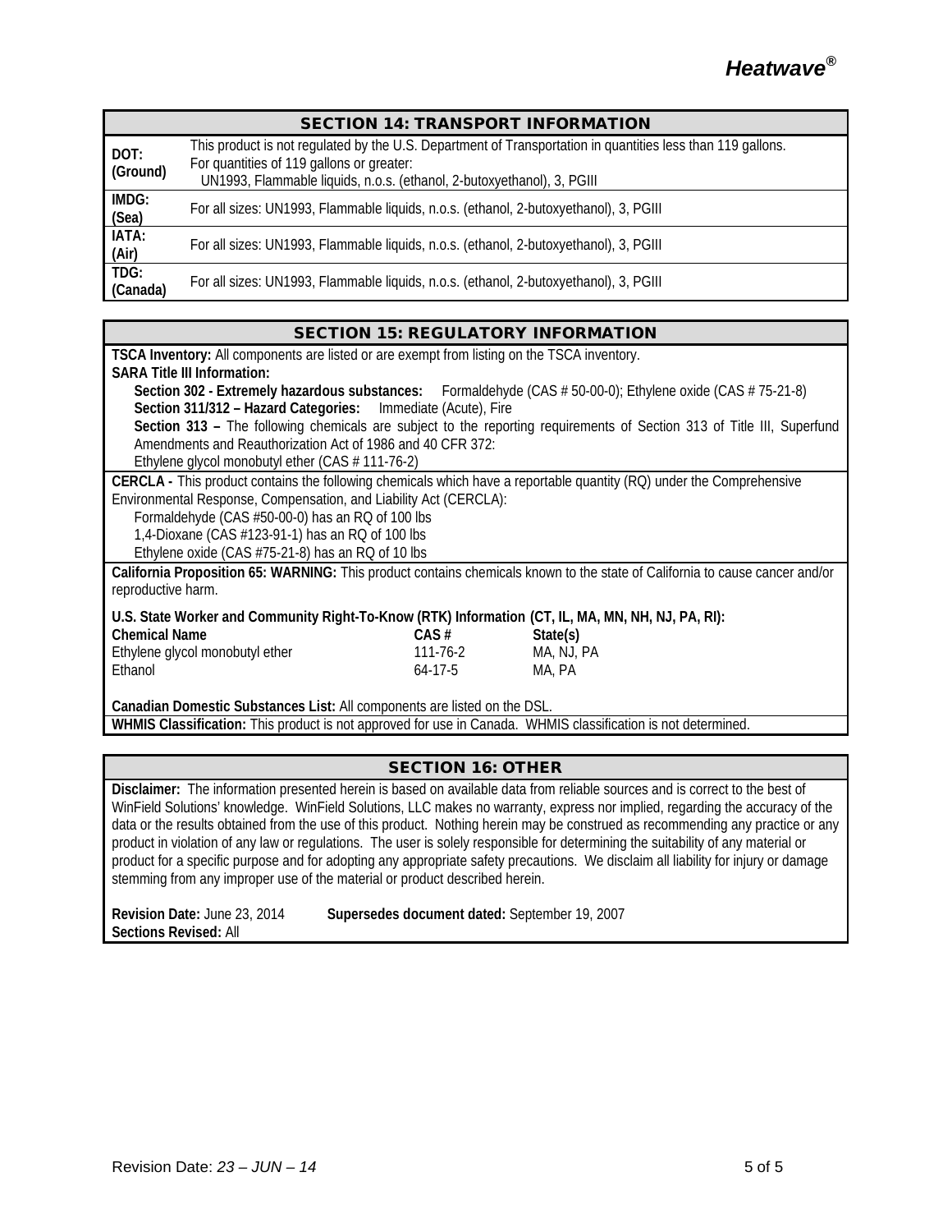## SECTION 14: TRANSPORT INFORMATION

| | |
|---|---|
| **DOT: (Ground)** | This product is not regulated by the U.S. Department of Transportation in quantities less than 119 gallons. For quantities of 119 gallons or greater: UN1993, Flammable liquids, n.o.s. (ethanol, 2-butoxyethanol), 3, PGIII |
| **IMDG: (Sea)** | For all sizes: UN1993, Flammable liquids, n.o.s. (ethanol, 2-butoxyethanol), 3, PGIII |
| **IATA: (Air)** | For all sizes: UN1993, Flammable liquids, n.o.s. (ethanol, 2-butoxyethanol), 3, PGIII |
| **TDG: (Canada)** | For all sizes: UN1993, Flammable liquids, n.o.s. (ethanol, 2-butoxyethanol), 3, PGIII |

## SECTION 15: REGULATORY INFORMATION

**TSCA Inventory:** All components are listed or are exempt from listing on the TSCA inventory.

**SARA Title III Information:**

**Section 302 - Extremely hazardous substances:** Formaldehyde (CAS # 50-00-0); Ethylene oxide (CAS # 75-21-8)

**Section 311/312 – Hazard Categories:** Immediate (Acute), Fire

**Section 313 –** The following chemicals are subject to the reporting requirements of Section 313 of Title III, Superfund Amendments and Reauthorization Act of 1986 and 40 CFR 372:

Ethylene glycol monobutyl ether (CAS # 111-76-2)

**CERCLA -** This product contains the following chemicals which have a reportable quantity (RQ) under the Comprehensive Environmental Response, Compensation, and Liability Act (CERCLA):

Formaldehyde (CAS #50-00-0) has an RQ of 100 lbs
1,4-Dioxane (CAS #123-91-1) has an RQ of 100 lbs
Ethylene oxide (CAS #75-21-8) has an RQ of 10 lbs

**California Proposition 65: WARNING:** This product contains chemicals known to the state of California to cause cancer and/or reproductive harm.

**U.S. State Worker and Community Right-To-Know (RTK) Information (CT, IL, MA, MN, NH, NJ, PA, RI):**

| Chemical Name | CAS # | State(s) |
|---|---|---|
| Ethylene glycol monobutyl ether | 111-76-2 | MA, NJ, PA |
| Ethanol | 64-17-5 | MA, PA |

**Canadian Domestic Substances List:** All components are listed on the DSL.

**WHMIS Classification:** This product is not approved for use in Canada. WHMIS classification is not determined.

## SECTION 16: OTHER

**Disclaimer:** The information presented herein is based on available data from reliable sources and is correct to the best of WinField Solutions' knowledge. WinField Solutions, LLC makes no warranty, express nor implied, regarding the accuracy of the data or the results obtained from the use of this product. Nothing herein may be construed as recommending any practice or any product in violation of any law or regulations. The user is solely responsible for determining the suitability of any material or product for a specific purpose and for adopting any appropriate safety precautions. We disclaim all liability for injury or damage stemming from any improper use of the material or product described herein.

**Revision Date:** June 23, 2014 **Supersedes document dated:** September 19, 2007
**Sections Revised:** All